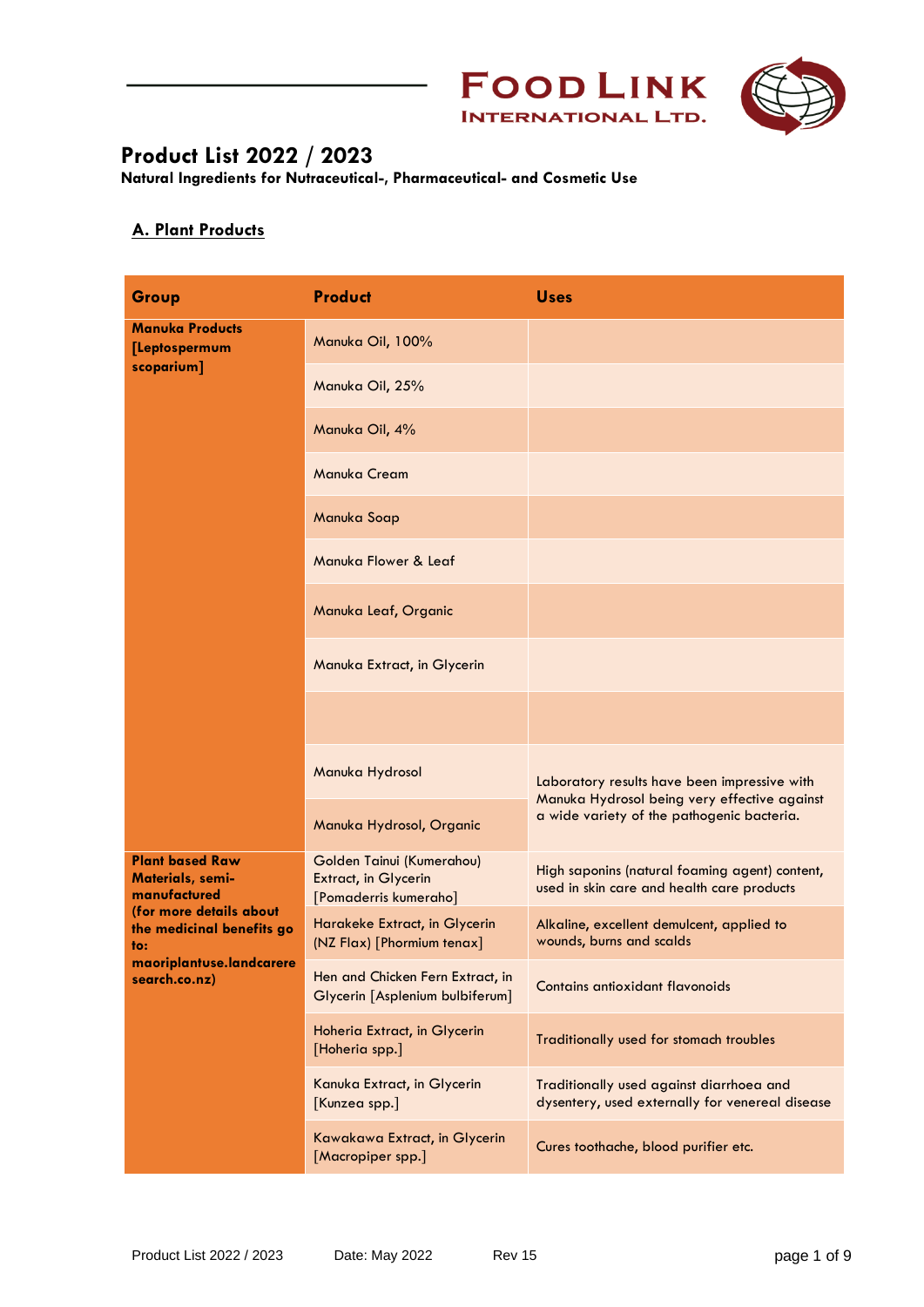# Food Link International Ltd.

## Product List 2022 / 2023

**Natural Ingredients for Nutraceutical-, Pharmaceutical- and Cosmetic Use**

### A. Plant Products

| Group | Product | Uses |
|---|---|---|
| **Manuka Products [Leptospermum scoparium]** | Manuka Oil, 100% | |
| | Manuka Oil, 25% | |
| | Manuka Oil, 4% | |
| | Manuka Cream | |
| | Manuka Soap | |
| | Manuka Flower & Leaf | |
| | Manuka Leaf, Organic | |
| | Manuka Extract, in Glycerin | |
| | | |
| | Manuka Hydrosol | Laboratory results have been impressive with Manuka Hydrosol being very effective against a wide variety of the pathogenic bacteria. |
| | Manuka Hydrosol, Organic | |
| **Plant based Raw Materials, semi-manufactured (for more details about the medicinal benefits go to: maoriplantuse.landcaresearch.co.nz)** | Golden Tainui (Kumerahou) Extract, in Glycerin [Pomaderris kumeraho] | High saponins (natural foaming agent) content, used in skin care and health care products |
| | Harakeke Extract, in Glycerin (NZ Flax) [Phormium tenax] | Alkaline, excellent demulcent, applied to wounds, burns and scalds |
| | Hen and Chicken Fern Extract, in Glycerin [Asplenium bulbiferum] | Contains antioxidant flavonoids |
| | Hoheria Extract, in Glycerin [Hoheria spp.] | Traditionally used for stomach troubles |
| | Kanuka Extract, in Glycerin [Kunzea spp.] | Traditionally used against diarrhoea and dysentery, used externally for venereal disease |
| | Kawakawa Extract, in Glycerin [Macropiper spp.] | Cures toothache, blood purifier etc. |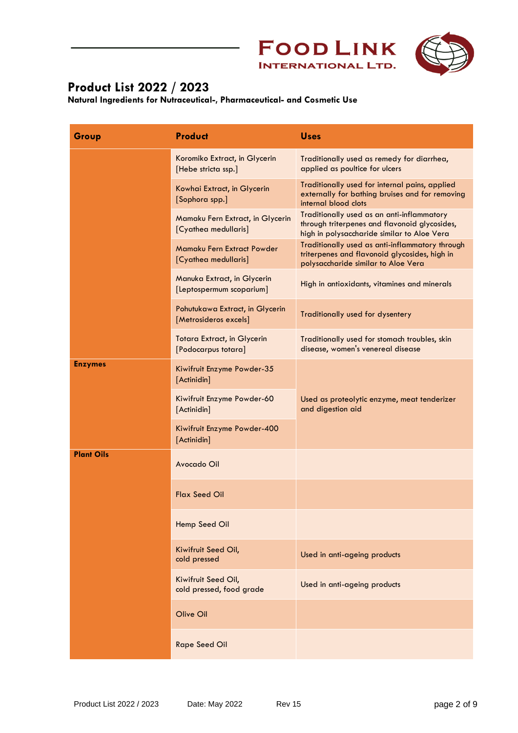# Product List 2022 / 2023

**Natural Ingredients for Nutraceutical-, Pharmaceutical- and Cosmetic Use**

| Group | Product | Uses |
|---|---|---|
| | Koromiko Extract, in Glycerin [Hebe stricta ssp.] | Traditionally used as remedy for diarrhea, applied as poultice for ulcers |
| | Kowhai Extract, in Glycerin [Sophora spp.] | Traditionally used for internal pains, applied externally for bathing bruises and for removing internal blood clots |
| | Mamaku Fern Extract, in Glycerin [Cyathea medullaris] | Traditionally used as an anti-inflammatory through triterpenes and flavonoid glycosides, high in polysaccharide similar to Aloe Vera |
| | Mamaku Fern Extract Powder [Cyathea medullaris] | Traditionally used as anti-inflammatory through triterpenes and flavonoid glycosides, high in polysaccharide similar to Aloe Vera |
| | Manuka Extract, in Glycerin [Leptospermum scoparium] | High in antioxidants, vitamines and minerals |
| | Pohutukawa Extract, in Glycerin [Metrosideros excels] | Traditionally used for dysentery |
| | Totara Extract, in Glycerin [Podocarpus totara] | Traditionally used for stomach troubles, skin disease, women's venereal disease |
| **Enzymes** | Kiwifruit Enzyme Powder-35 [Actinidin] | Used as proteolytic enzyme, meat tenderizer and digestion aid |
| | Kiwifruit Enzyme Powder-60 [Actinidin] | |
| | Kiwifruit Enzyme Powder-400 [Actinidin] | |
| **Plant Oils** | Avocado Oil | |
| | Flax Seed Oil | |
| | Hemp Seed Oil | |
| | Kiwifruit Seed Oil, cold pressed | Used in anti-ageing products |
| | Kiwifruit Seed Oil, cold pressed, food grade | Used in anti-ageing products |
| | Olive Oil | |
| | Rape Seed Oil | |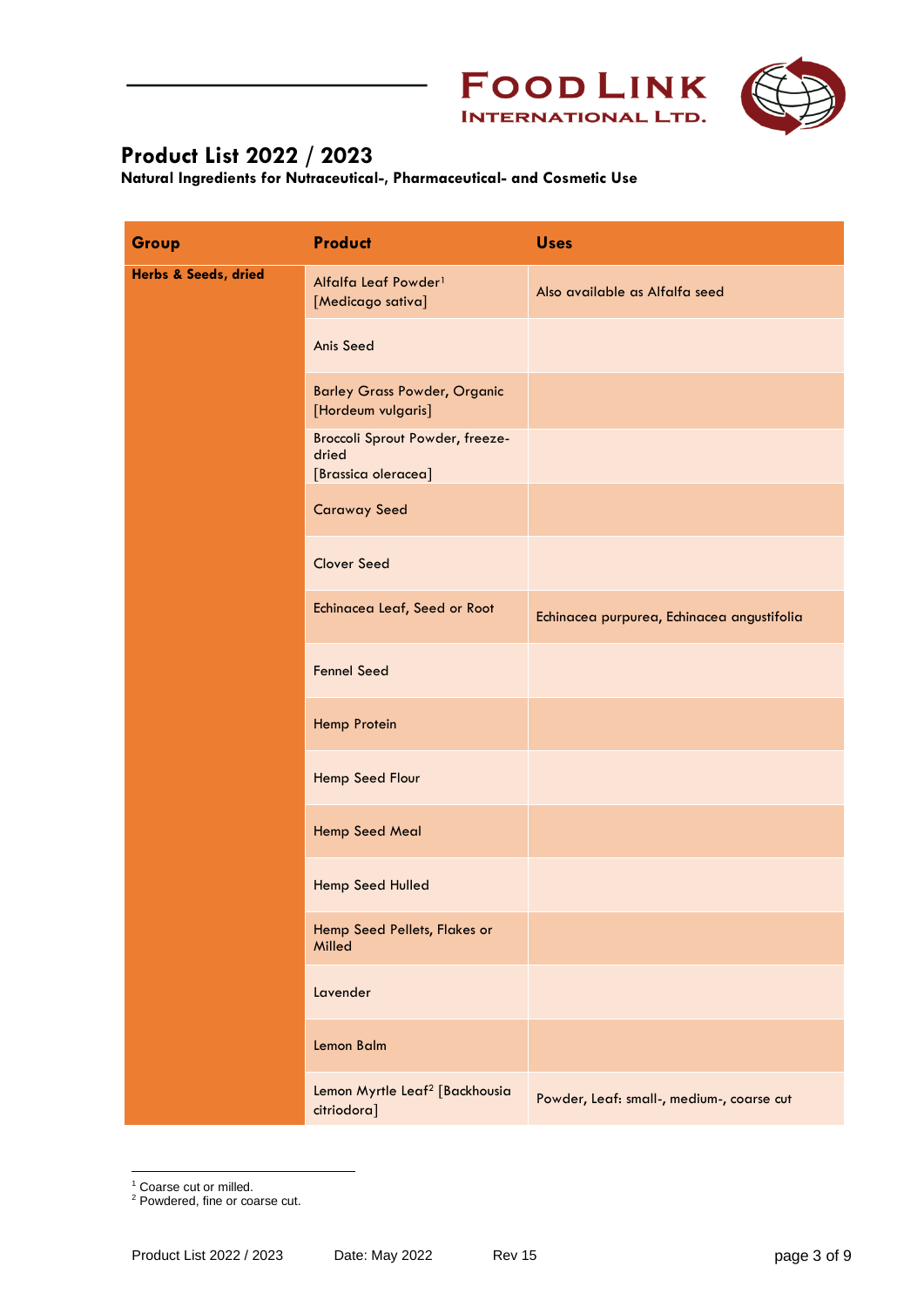## Product List 2022 / 2023

**Natural Ingredients for Nutraceutical-, Pharmaceutical- and Cosmetic Use**

| Group | Product | Uses |
|---|---|---|
| **Herbs & Seeds, dried** | Alfalfa Leaf Powder[1] [Medicago sativa] | Also available as Alfalfa seed |
| | Anis Seed | |
| | Barley Grass Powder, Organic [Hordeum vulgaris] | |
| | Broccoli Sprout Powder, freeze-dried [Brassica oleracea] | |
| | Caraway Seed | |
| | Clover Seed | |
| | Echinacea Leaf, Seed or Root | Echinacea purpurea, Echinacea angustifolia |
| | Fennel Seed | |
| | Hemp Protein | |
| | Hemp Seed Flour | |
| | Hemp Seed Meal | |
| | Hemp Seed Hulled | |
| | Hemp Seed Pellets, Flakes or Milled | |
| | Lavender | |
| | Lemon Balm | |
| | Lemon Myrtle Leaf[2] [Backhousia citriodora] | Powder, Leaf: small-, medium-, coarse cut |

[1] Coarse cut or milled.
[2] Powdered, fine or coarse cut.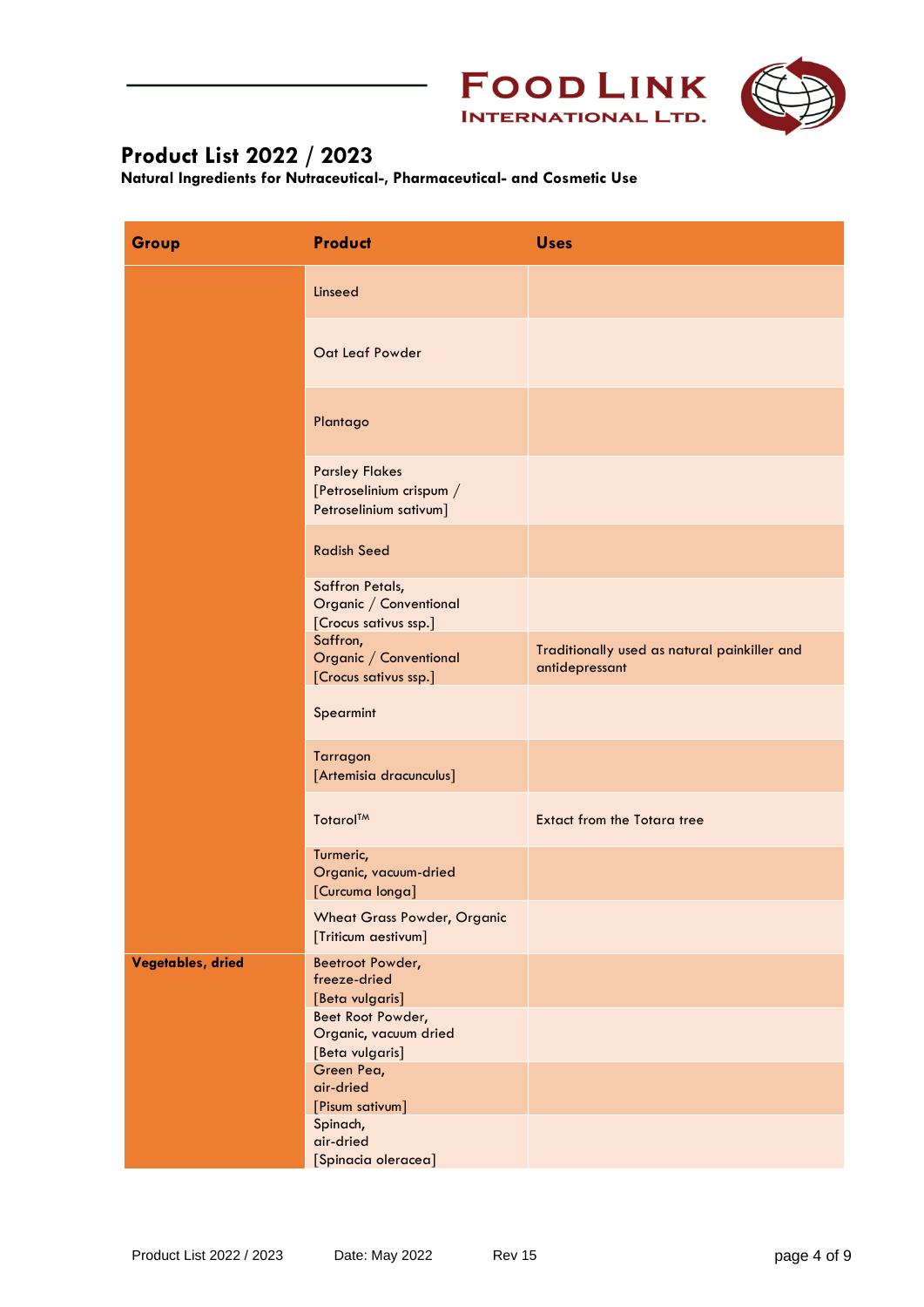# Product List 2022 / 2023

**Natural Ingredients for Nutraceutical-, Pharmaceutical- and Cosmetic Use**

| Group | Product | Uses |
|---|---|---|
| | Linseed | |
| | Oat Leaf Powder | |
| | Plantago | |
| | Parsley Flakes [Petroselinium crispum / Petroselinium sativum] | |
| | Radish Seed | |
| | Saffron Petals, Organic / Conventional [Crocus sativus ssp.] | |
| | Saffron, Organic / Conventional [Crocus sativus ssp.] | Traditionally used as natural painkiller and antidepressant |
| | Spearmint | |
| | Tarragon [Artemisia dracunculus] | |
| | Totarol™ | Extact from the Totara tree |
| | Turmeric, Organic, vacuum-dried [Curcuma longa] | |
| | Wheat Grass Powder, Organic [Triticum aestivum] | |
| **Vegetables, dried** | Beetroot Powder, freeze-dried [Beta vulgaris] | |
| | Beet Root Powder, Organic, vacuum dried [Beta vulgaris] | |
| | Green Pea, air-dried [Pisum sativum] | |
| | Spinach, air-dried [Spinacia oleracea] | |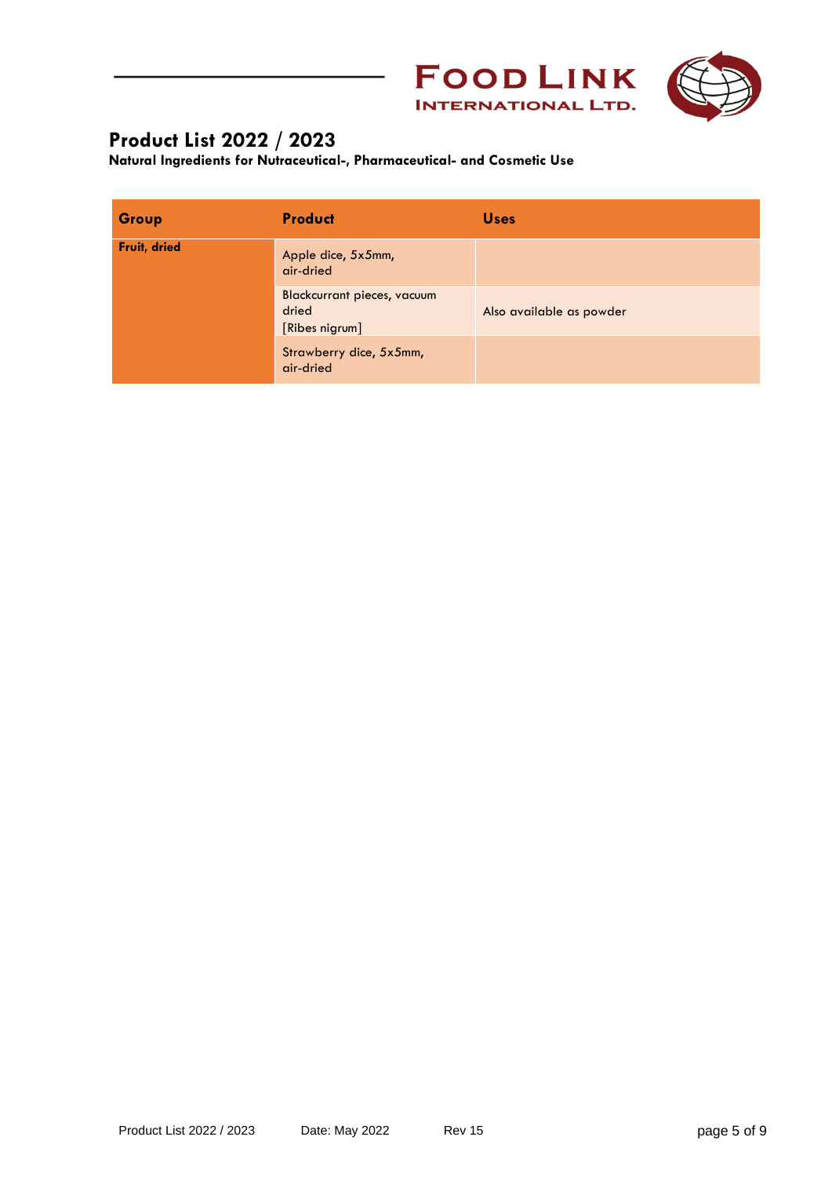# Product List 2022 / 2023

**Natural Ingredients for Nutraceutical-, Pharmaceutical- and Cosmetic Use**

| Group | Product | Uses |
| --- | --- | --- |
| **Fruit, dried** | Apple dice, 5x5mm, air-dried | |
| | Blackcurrant pieces, vacuum dried [Ribes nigrum] | Also available as powder |
| | Strawberry dice, 5x5mm, air-dried | |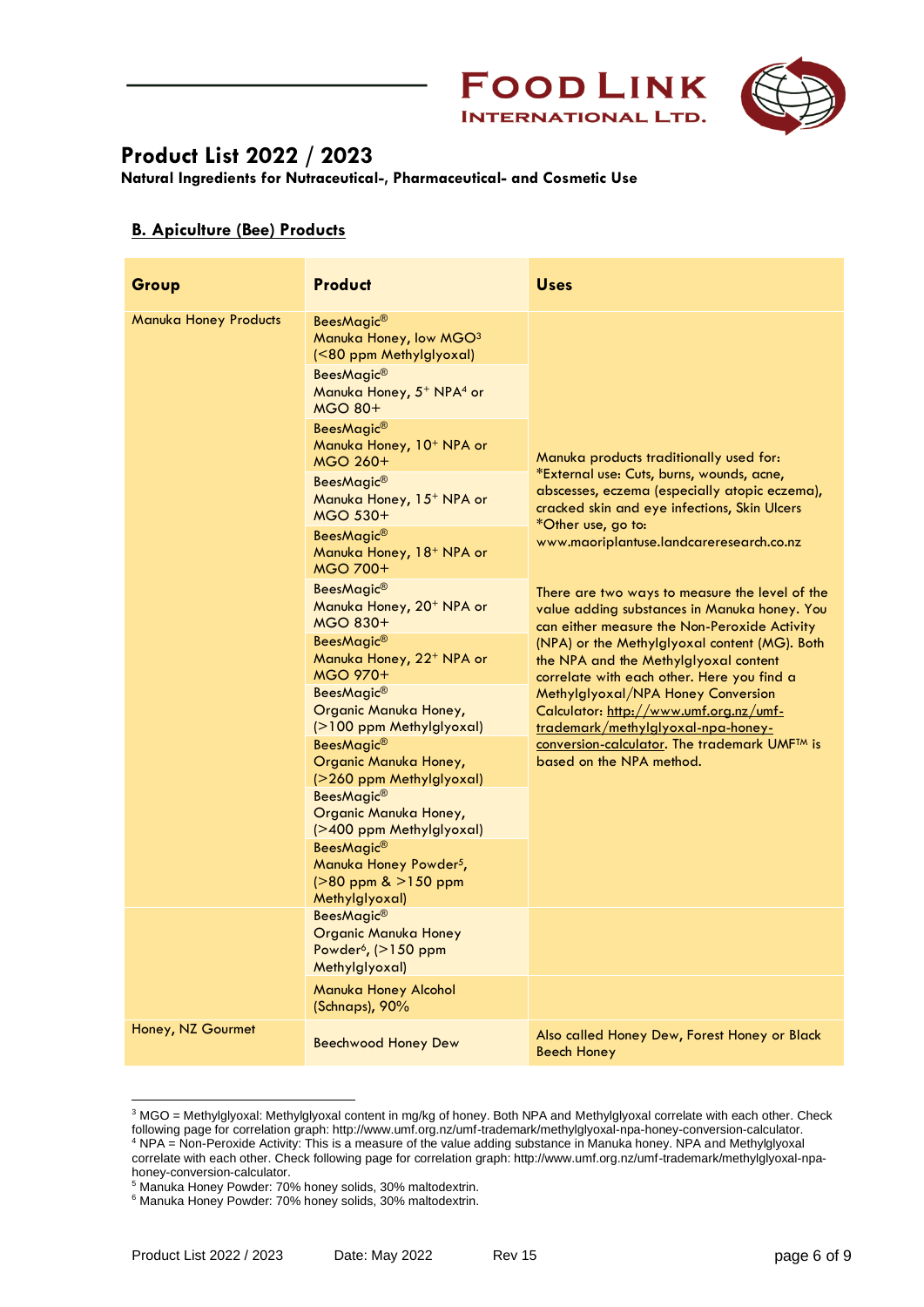# Product List 2022 / 2023

**Natural Ingredients for Nutraceutical-, Pharmaceutical- and Cosmetic Use**

## B. Apiculture (Bee) Products

| Group | Product | Uses |
|---|---|---|
| Manuka Honey Products | BeesMagic® Manuka Honey, low MGO[3] (<80 ppm Methylglyoxal) | Manuka products traditionally used for: *External use: Cuts, burns, wounds, acne, abscesses, eczema (especially atopic eczema), cracked skin and eye infections, Skin Ulcers *Other use, go to: www.maoriplantuse.landcareresearch.co.nz<br><br>There are two ways to measure the level of the value adding substances in Manuka honey. You can either measure the Non-Peroxide Activity (NPA) or the Methylglyoxal content (MG). Both the NPA and the Methylglyoxal content correlate with each other. Here you find a Methylglyoxal/NPA Honey Conversion Calculator: http://www.umf.org.nz/umf-trademark/methylglyoxal-npa-honey-conversion-calculator. The trademark UMF™ is based on the NPA method. |
| | BeesMagic® Manuka Honey, 5+ NPA[4] or MGO 80+ | |
| | BeesMagic® Manuka Honey, 10+ NPA or MGO 260+ | |
| | BeesMagic® Manuka Honey, 15+ NPA or MGO 530+ | |
| | BeesMagic® Manuka Honey, 18+ NPA or MGO 700+ | |
| | BeesMagic® Manuka Honey, 20+ NPA or MGO 830+ | |
| | BeesMagic® Manuka Honey, 22+ NPA or MGO 970+ | |
| | BeesMagic® Organic Manuka Honey, (>100 ppm Methylglyoxal) | |
| | BeesMagic® Organic Manuka Honey, (>260 ppm Methylglyoxal) | |
| | BeesMagic® Organic Manuka Honey, (>400 ppm Methylglyoxal) | |
| | BeesMagic® Manuka Honey Powder[5], (>80 ppm & >150 ppm Methylglyoxal) | |
| | BeesMagic® Organic Manuka Honey Powder[6], (>150 ppm Methylglyoxal) | |
| | Manuka Honey Alcohol (Schnaps), 90% | |
| Honey, NZ Gourmet | Beechwood Honey Dew | Also called Honey Dew, Forest Honey or Black Beech Honey |

[3] MGO = Methylglyoxal: Methylglyoxal content in mg/kg of honey. Both NPA and Methylglyoxal correlate with each other. Check following page for correlation graph: http://www.umf.org.nz/umf-trademark/methylglyoxal-npa-honey-conversion-calculator.

[4] NPA = Non-Peroxide Activity: This is a measure of the value adding substance in Manuka honey. NPA and Methylglyoxal correlate with each other. Check following page for correlation graph: http://www.umf.org.nz/umf-trademark/methylglyoxal-npa-honey-conversion-calculator.

[5] Manuka Honey Powder: 70% honey solids, 30% maltodextrin.

[6] Manuka Honey Powder: 70% honey solids, 30% maltodextrin.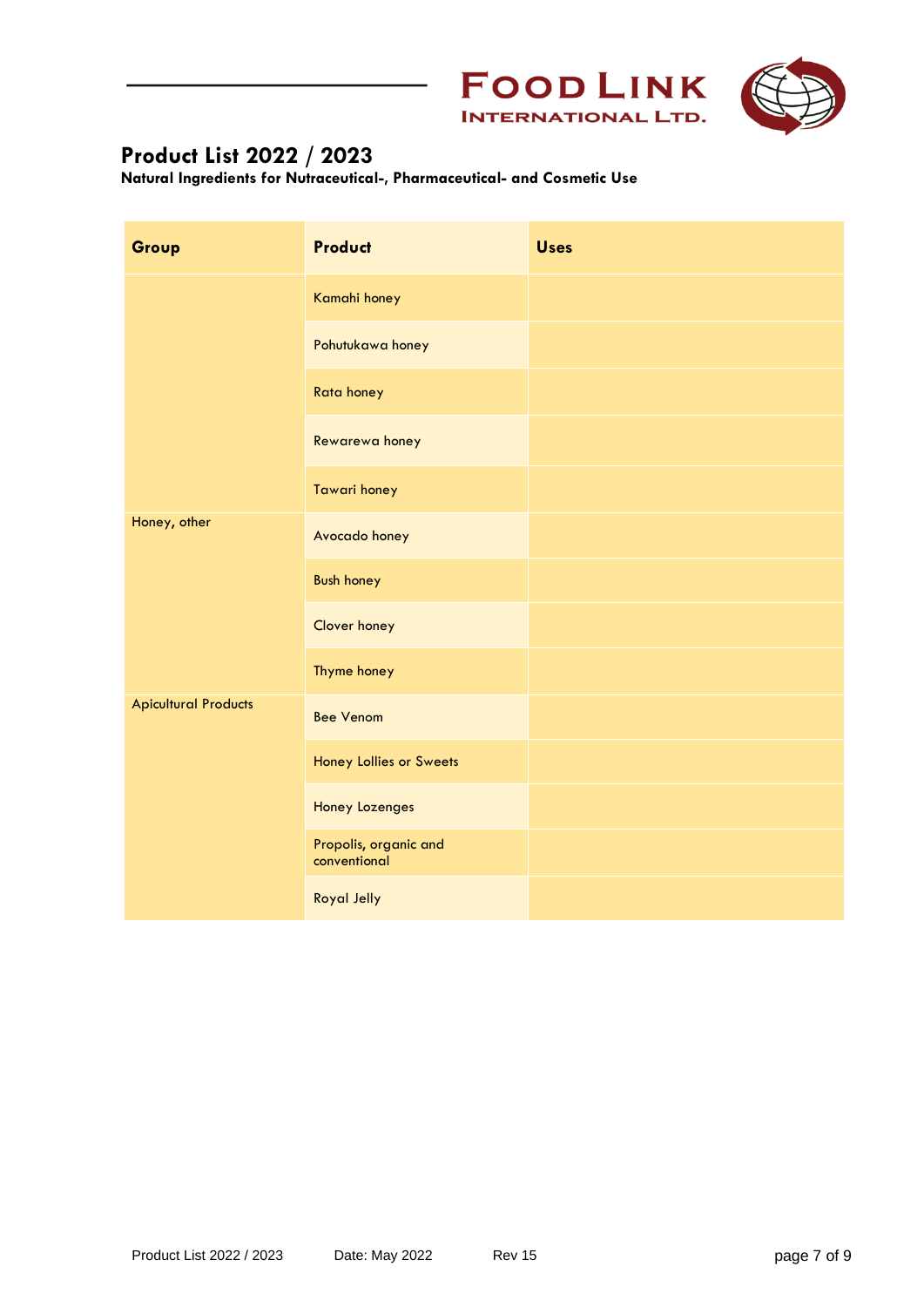# Product List 2022 / 2023

**Natural Ingredients for Nutraceutical-, Pharmaceutical- and Cosmetic Use**

| Group | Product | Uses |
|---|---|---|
| | Kamahi honey | |
| | Pohutukawa honey | |
| | Rata honey | |
| | Rewarewa honey | |
| | Tawari honey | |
| Honey, other | Avocado honey | |
| | Bush honey | |
| | Clover honey | |
| | Thyme honey | |
| Apicultural Products | Bee Venom | |
| | Honey Lollies or Sweets | |
| | Honey Lozenges | |
| | Propolis, organic and conventional | |
| | Royal Jelly | |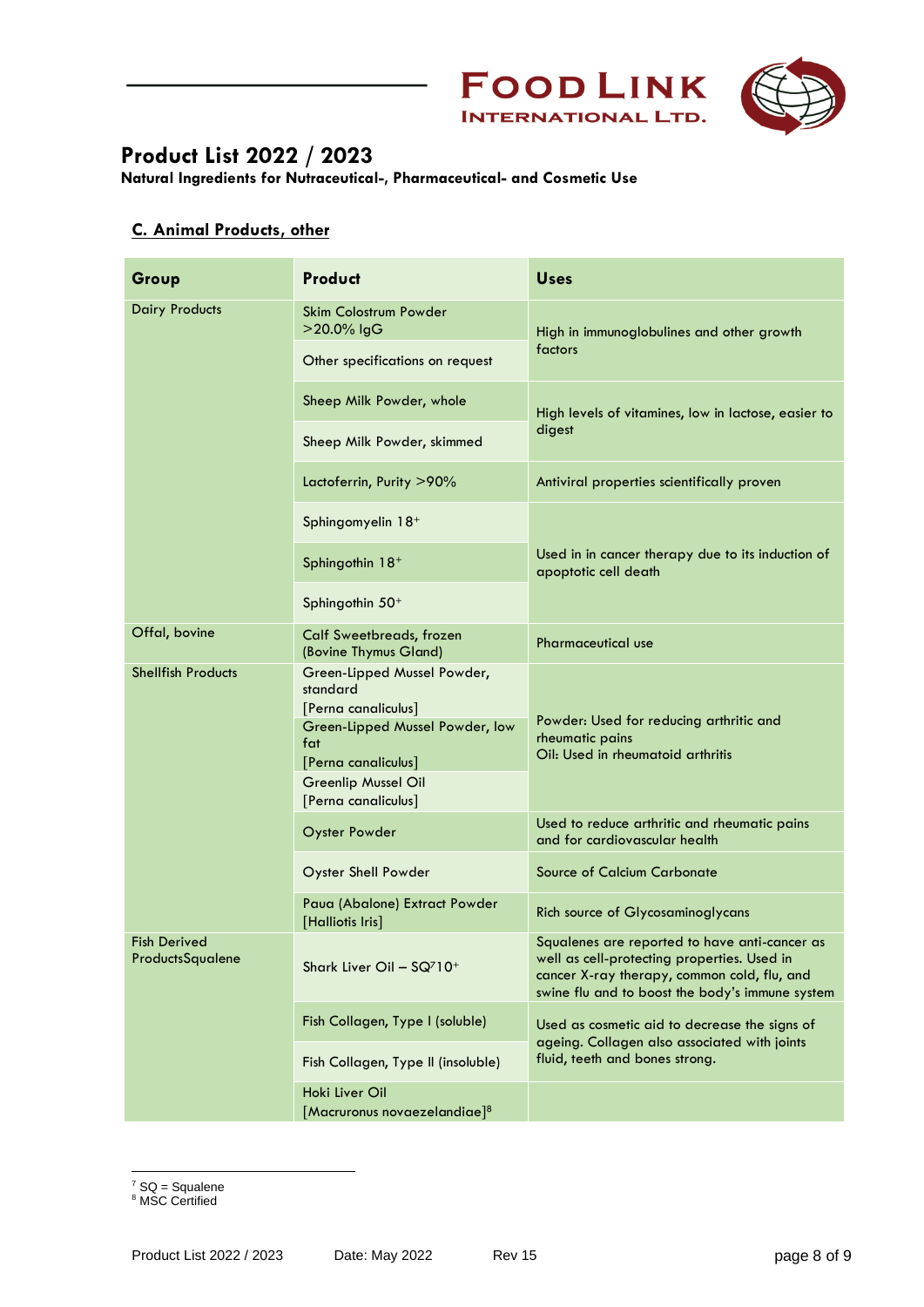## Product List 2022 / 2023

**Natural Ingredients for Nutraceutical-, Pharmaceutical- and Cosmetic Use**

### C. Animal Products, other

| Group | Product | Uses |
|---|---|---|
| Dairy Products | Skim Colostrum Powder >20.0% IgG | High in immunoglobulines and other growth factors |
| | Other specifications on request | |
| | Sheep Milk Powder, whole | High levels of vitamines, low in lactose, easier to digest |
| | Sheep Milk Powder, skimmed | |
| | Lactoferrin, Purity >90% | Antiviral properties scientifically proven |
| | Sphingomyelin 18+ | Used in in cancer therapy due to its induction of apoptotic cell death |
| | Sphingothin 18+ | |
| | Sphingothin 50+ | |
| Offal, bovine | Calf Sweetbreads, frozen (Bovine Thymus Gland) | Pharmaceutical use |
| Shellfish Products | Green-Lipped Mussel Powder, standard [Perna canaliculus] | Powder: Used for reducing arthritic and rheumatic pains<br>Oil: Used in rheumatoid arthritis |
| | Green-Lipped Mussel Powder, low fat [Perna canaliculus] | |
| | Greenlip Mussel Oil [Perna canaliculus] | |
| | Oyster Powder | Used to reduce arthritic and rheumatic pains and for cardiovascular health |
| | Oyster Shell Powder | Source of Calcium Carbonate |
| | Paua (Abalone) Extract Powder [Halliotis Iris] | Rich source of Glycosaminoglycans |
| Fish Derived ProductsSqualene | Shark Liver Oil – SQ[7]10+ | Squalenes are reported to have anti-cancer as well as cell-protecting properties. Used in cancer X-ray therapy, common cold, flu, and swine flu and to boost the body's immune system |
| | Fish Collagen, Type I (soluble) | Used as cosmetic aid to decrease the signs of ageing. Collagen also associated with joints fluid, teeth and bones strong. |
| | Fish Collagen, Type II (insoluble) | |
| | Hoki Liver Oil [Macruronus novaezelandiae][8] | |

[7] SQ = Squalene
[8] MSC Certified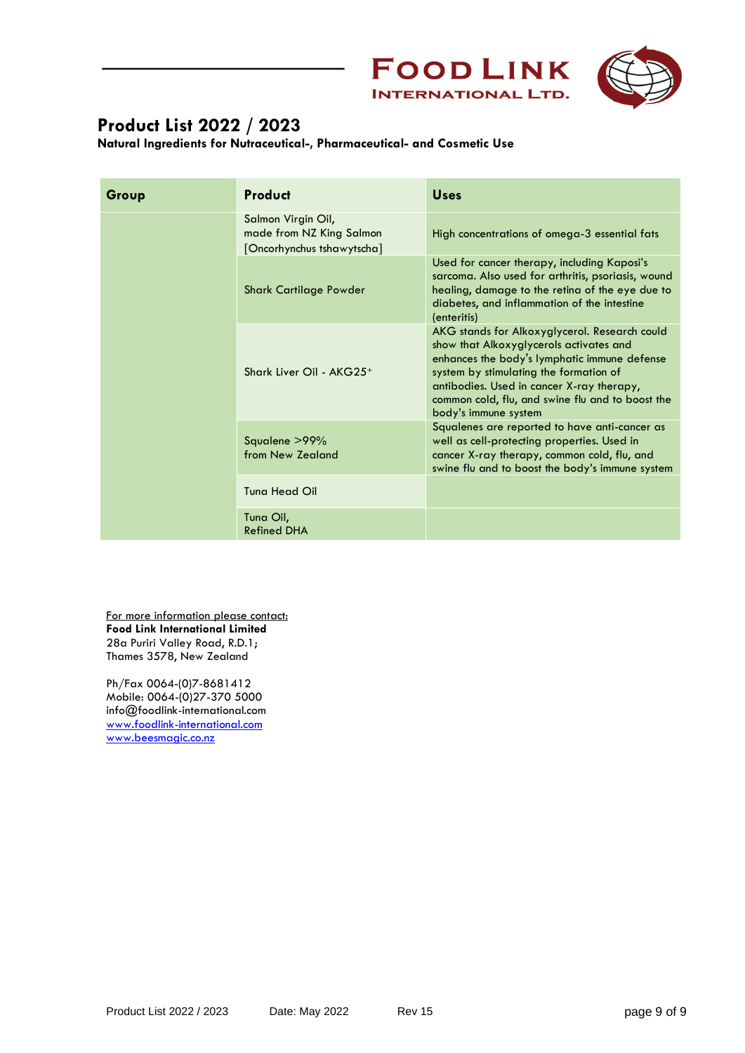FOOD LINK
INTERNATIONAL LTD.

# Product List 2022 / 2023

**Natural Ingredients for Nutraceutical-, Pharmaceutical- and Cosmetic Use**

| Group | Product | Uses |
| --- | --- | --- |
| | Salmon Virgin Oil, made from NZ King Salmon [Oncorhynchus tshawytscha] | High concentrations of omega-3 essential fats |
| | Shark Cartilage Powder | Used for cancer therapy, including Kaposi's sarcoma. Also used for arthritis, psoriasis, wound healing, damage to the retina of the eye due to diabetes, and inflammation of the intestine (enteritis) |
| | Shark Liver Oil - AKG25+ | AKG stands for Alkoxyglycerol. Research could show that Alkoxyglycerols activates and enhances the body's lymphatic immune defense system by stimulating the formation of antibodies. Used in cancer X-ray therapy, common cold, flu, and swine flu and to boost the body's immune system |
| | Squalene >99% from New Zealand | Squalenes are reported to have anti-cancer as well as cell-protecting properties. Used in cancer X-ray therapy, common cold, flu, and swine flu and to boost the body's immune system |
| | Tuna Head Oil | |
| | Tuna Oil, Refined DHA | |

For more information please contact:
**Food Link International Limited**
28a Puriri Valley Road, R.D.1;
Thames 3578, New Zealand

Ph/Fax 0064-(0)7-8681412
Mobile: 0064-(0)27-370 5000
info@foodlink-international.com
www.foodlink-international.com
www.beesmagic.co.nz